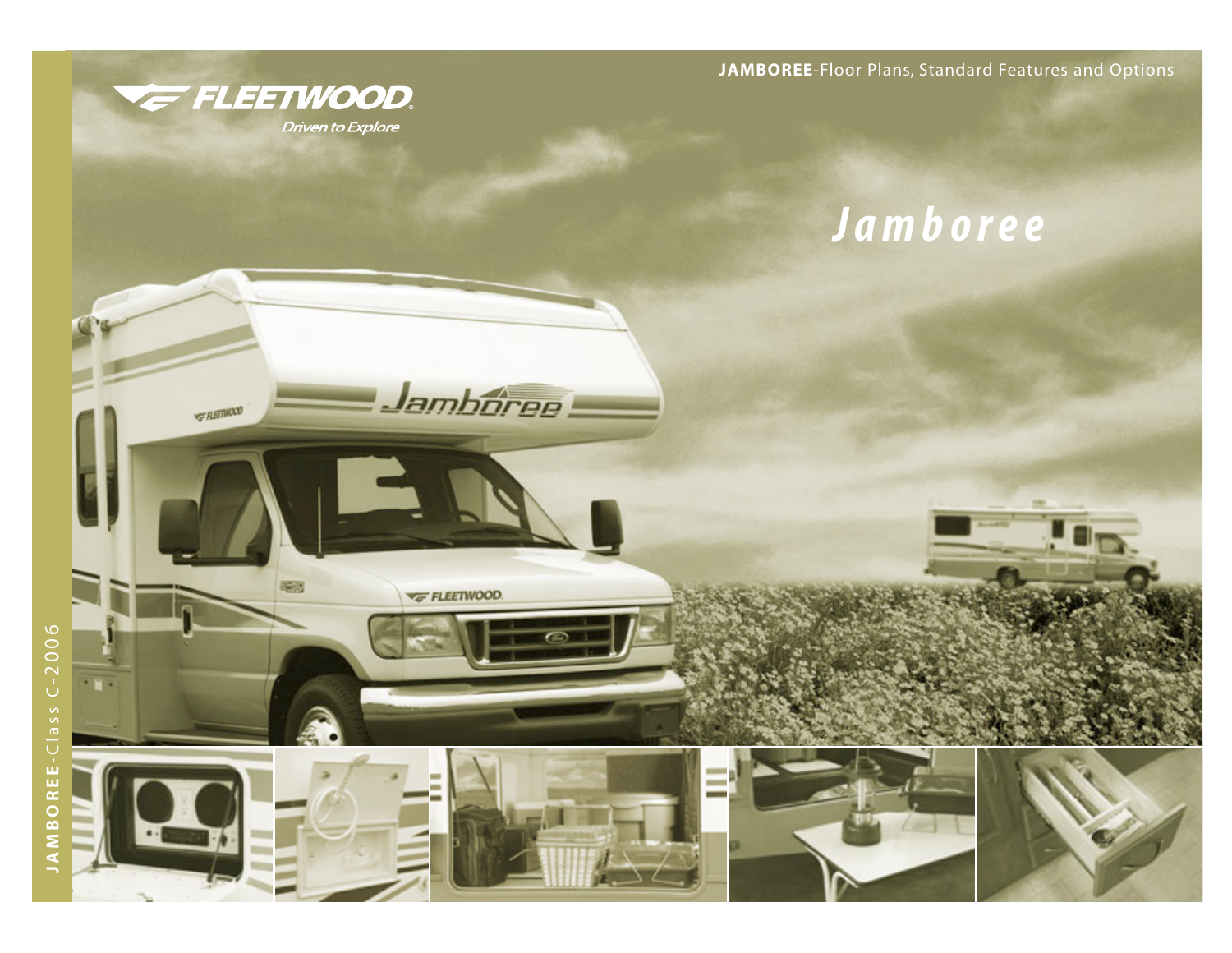**JAMBOREE**-Floor Plans, Standard Features and Options

FLEETWOOD

*Driven to Explore*

# *Jamboree*

**JAMBOREE**-Class C-2006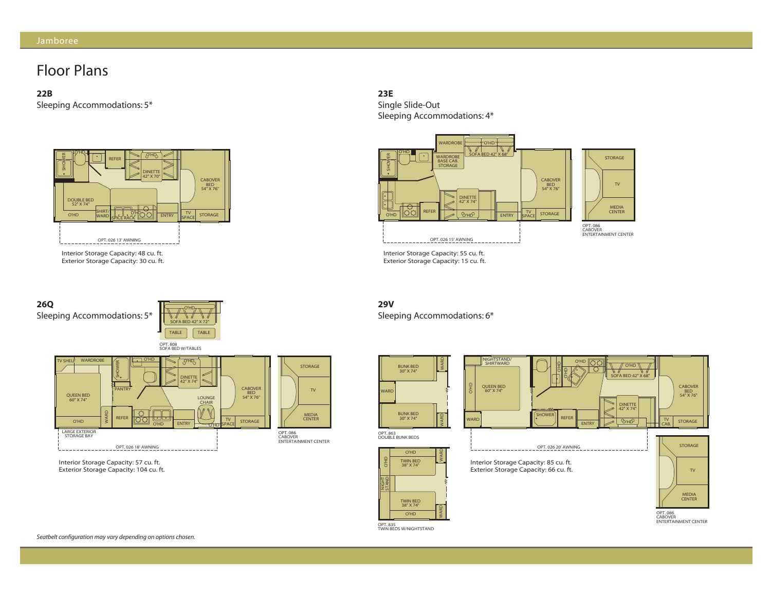# Floor Plans

## 22B

Sleeping Accommodations: 5*

SHOWER, O'HD, REFER, O'HD, DINETTE 42" X 70", CABOVER BED 54" X 76", DOUBLE BED 52" X 74", O'HD, SHIRT/WARD, SPICE RACK, O'HD, ENTRY, TV SPACE, STORAGE

OPT. 026 13' AWNING

Interior Storage Capacity: 48 cu. ft.
Exterior Storage Capacity: 30 cu. ft.

## 23E

Single Slide-Out
Sleeping Accommodations: 4*

WARDROBE, O'HD, SOFA BED 42" X 68", O'HD, SHOWER, WARDROBE BASE CAB. STORAGE, CABOVER BED 54" X 76", DINETTE 42" X 74", O'HD, REFER, O'HD, ENTRY, TV SPACE, STORAGE

STORAGE, TV, MEDIA CENTER
OPT. 086 CABOVER ENTERTAINMENT CENTER

OPT. 026 15' AWNING

Interior Storage Capacity: 55 cu. ft.
Exterior Storage Capacity: 15 cu. ft.

## 26Q

Sleeping Accommodations: 5*

O'HD, SOFA BED 42" X 72", TABLE, TABLE
OPT. 808 SOFA BED W/TABLES

TV SHELF, WARDROBE, SHOWER, O'HD, O'HD, DINETTE 42" X 74", CABOVER BED 54" X 76", QUEEN BED 60" X 74", PANTRY, LOUNGE CHAIR, O'HD, WARD, REFER, O'HD, ENTRY, O'HD, TV SPACE, STORAGE

STORAGE, TV, MEDIA CENTER
OPT. 086 CABOVER ENTERTAINMENT CENTER

LARGE EXTERIOR STORAGE BAY

OPT. 026 18' AWNING

Interior Storage Capacity: 57 cu. ft.
Exterior Storage Capacity: 104 cu. ft.

## 29V

Sleeping Accommodations: 6*

BUNK BED 30" X 74", WARD, WARD, BUNK BED 30" X 74", WARD
OPT. 863 DOUBLE BUNK BEDS

O'HD, WARD, O'HD, TWIN BED 38" X 74", NIGHT STAND, TWIN BED 38" X 74", O'HD, WARD
OPT. 835 TWIN BEDS W/NIGHTSTAND

NIGHTSTAND/SHIRTWARD, O'HD, O'HD, O'HD, O'HD, SOFA BED 42" X 68", O'HD, QUEEN BED 60" X 74", CABOVER BED 54" X 76", DINETTE 42" X 74", WARD, SHOWER, REFER, ENTRY, O'HD, TV CAB., STORAGE

OPT. 026 20' AWNING

STORAGE, TV, MEDIA CENTER
OPT. 086 CABOVER ENTERTAINMENT CENTER

Interior Storage Capacity: 85 cu. ft.
Exterior Storage Capacity: 66 cu. ft.

*Seatbelt configuration may vary depending on options chosen.*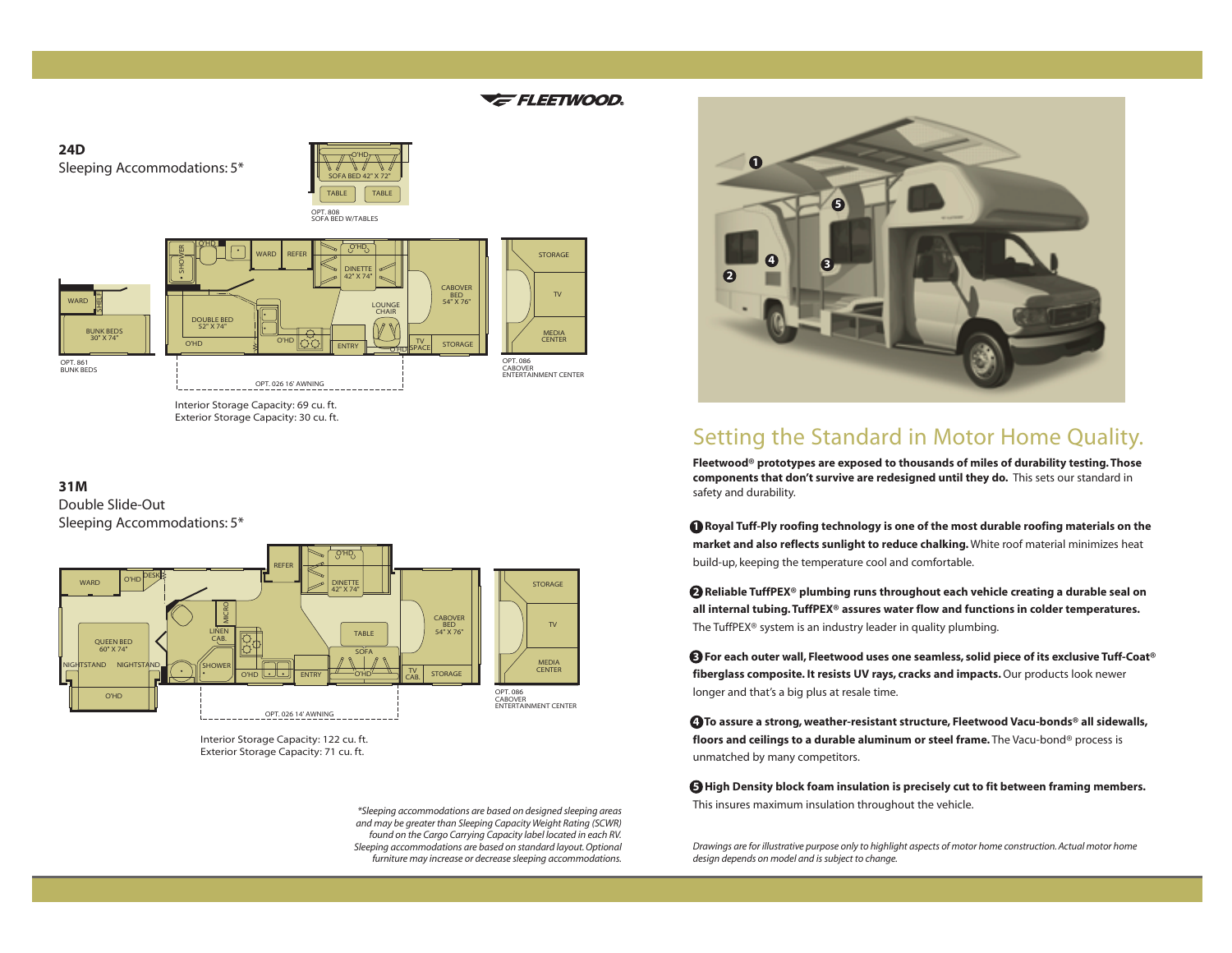## 24D

Sleeping Accommodations: 5*

Interior Storage Capacity: 69 cu. ft.
Exterior Storage Capacity: 30 cu. ft.

## 31M

Double Slide-Out
Sleeping Accommodations: 5*

Interior Storage Capacity: 122 cu. ft.
Exterior Storage Capacity: 71 cu. ft.

*\*Sleeping accommodations are based on designed sleeping areas and may be greater than Sleeping Capacity Weight Rating (SCWR) found on the Cargo Carrying Capacity label located in each RV. Sleeping accommodations are based on standard layout. Optional furniture may increase or decrease sleeping accommodations.*

# Setting the Standard in Motor Home Quality.

**Fleetwood® prototypes are exposed to thousands of miles of durability testing. Those components that don't survive are redesigned until they do.** This sets our standard in safety and durability.

**1 Royal Tuff-Ply roofing technology is one of the most durable roofing materials on the market and also reflects sunlight to reduce chalking.** White roof material minimizes heat build-up, keeping the temperature cool and comfortable.

**2 Reliable TuffPEX® plumbing runs throughout each vehicle creating a durable seal on all internal tubing. TuffPEX® assures water flow and functions in colder temperatures.** The TuffPEX® system is an industry leader in quality plumbing.

**3 For each outer wall, Fleetwood uses one seamless, solid piece of its exclusive Tuff-Coat® fiberglass composite. It resists UV rays, cracks and impacts.** Our products look newer longer and that's a big plus at resale time.

**4 To assure a strong, weather-resistant structure, Fleetwood Vacu-bonds® all sidewalls, floors and ceilings to a durable aluminum or steel frame.** The Vacu-bond® process is unmatched by many competitors.

**5 High Density block foam insulation is precisely cut to fit between framing members.** This insures maximum insulation throughout the vehicle.

*Drawings are for illustrative purpose only to highlight aspects of motor home construction. Actual motor home design depends on model and is subject to change.*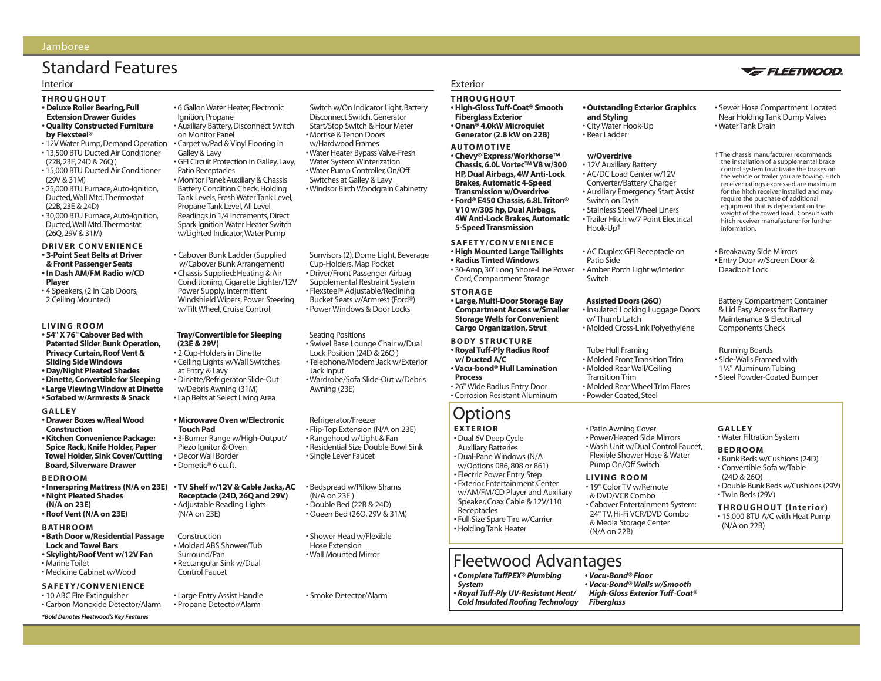# Standard Features

## Interior

### THROUGHOUT

- **Deluxe Roller Bearing, Full Extension Drawer Guides**
- **Quality Constructed Furniture by Flexsteel®**
- 12V Water Pump, Demand Operation
- 13,500 BTU Ducted Air Conditioner (22B, 23E, 24D & 26Q )
- 15,000 BTU Ducted Air Conditioner (29V & 31M)
- 25,000 BTU Furnace, Auto-Ignition, Ducted, Wall Mtd. Thermostat (22B, 23E & 24D)
- 30,000 BTU Furnace, Auto-Ignition, Ducted, Wall Mtd. Thermostat (26Q, 29V & 31M)
- 6 Gallon Water Heater, Electronic Ignition, Propane
- Auxiliary Battery, Disconnect Switch on Monitor Panel
- Carpet w/Pad & Vinyl Flooring in Galley & Lavy
- GFI Circuit Protection in Galley, Lavy, Patio Receptacles
- Monitor Panel: Auxiliary & Chassis Battery Condition Check, Holding Tank Levels, Fresh Water Tank Level, Propane Tank Level, All Level Readings in 1/4 Increments, Direct Spark Ignition Water Heater Switch w/Lighted Indicator, Water Pump Switch w/On Indicator Light, Battery Disconnect Switch, Generator Start/Stop Switch & Hour Meter
- Mortise & Tenon Doors w/Hardwood Frames
- Water Heater Bypass Valve-Fresh Water System Winterization
- Water Pump Controller, On/Off Switches at Galley & Lavy
- Windsor Birch Woodgrain Cabinetry

### DRIVER CONVENIENCE

- **3-Point Seat Belts at Driver & Front Passenger Seats**
- **In Dash AM/FM Radio w/CD Player**
- 4 Speakers, (2 in Cab Doors, 2 Ceiling Mounted)
- Cabover Bunk Ladder (Supplied w/Cabover Bunk Arrangement)
- Chassis Supplied: Heating & Air Conditioning, Cigarette Lighter/12V Power Supply, Intermittent Windshield Wipers, Power Steering w/Tilt Wheel, Cruise Control, Sunvisors (2), Dome Light, Beverage Cup-Holders, Map Pocket
- Driver/Front Passenger Airbag Supplemental Restraint System
- Flexsteel® Adjustable/Reclining Bucket Seats w/Armrest (Ford®)
- Power Windows & Door Locks

### LIVING ROOM

- **54" X 76" Cabover Bed with Patented Slider Bunk Operation, Privacy Curtain, Roof Vent & Sliding Side Windows**
- **Day/Night Pleated Shades**
- **Dinette, Convertible for Sleeping**
- **Large Viewing Window at Dinette**
- **Sofabed w/Armrests & Snack Tray/Convertible for Sleeping (23E & 29V)**
- 2 Cup-Holders in Dinette
- Ceiling Lights w/Wall Switches at Entry & Lavy
- Dinette/Refrigerator Slide-Out w/Debris Awning (31M)
- Lap Belts at Select Living Area Seating Positions
- Swivel Base Lounge Chair w/Dual Lock Position (24D & 26Q )
- Telephone/Modem Jack w/Exterior Jack Input
- Wardrobe/Sofa Slide-Out w/Debris Awning (23E)

### GALLEY

- **Drawer Boxes w/Real Wood Construction**
- **Kitchen Convenience Package: Spice Rack, Knife Holder, Paper Towel Holder, Sink Cover/Cutting Board, Silverware Drawer**
- **Microwave Oven w/Electronic Touch Pad**
- 3-Burner Range w/High-Output/ Piezo Ignitor & Oven
- Decor Wall Border
- Dometic® 6 cu. ft. Refrigerator/Freezer
- Flip-Top Extension (N/A on 23E)
- Rangehood w/Light & Fan
- Residential Size Double Bowl Sink
- Single Lever Faucet

### BEDROOM

- **Innerspring Mattress (N/A on 23E)**
- **Night Pleated Shades (N/A on 23E)**
- **Roof Vent (N/A on 23E)**
- **TV Shelf w/12V & Cable Jacks, AC Receptacle (24D, 26Q and 29V)**
- Adjustable Reading Lights (N/A on 23E)
- Bedspread w/Pillow Shams (N/A on 23E )
- Double Bed (22B & 24D)
- Queen Bed (26Q, 29V & 31M)

### BATHROOM

- **Bath Door w/Residential Passage Lock and Towel Bars**
- **Skylight/Roof Vent w/12V Fan**
- Marine Toilet
- Medicine Cabinet w/Wood Construction
- Molded ABS Shower/Tub Surround/Pan
- Rectangular Sink w/Dual Control Faucet
- Shower Head w/Flexible Hose Extension
- Wall Mounted Mirror

### SAFETY/CONVENIENCE

- 10 ABC Fire Extinguisher
- Carbon Monoxide Detector/Alarm
- Large Entry Assist Handle
- Propane Detector/Alarm
- Smoke Detector/Alarm

*\*Bold Denotes Fleetwood's Key Features*

## Exterior

### THROUGHOUT

- **High-Gloss Tuff-Coat® Smooth Fiberglass Exterior**
- **Onan® 4.0kW Microquiet Generator (2.8 kW on 22B)**
- **Outstanding Exterior Graphics and Styling**
- City Water Hook-Up
- Rear Ladder
- Sewer Hose Compartment Located Near Holding Tank Dump Valves
- Water Tank Drain

### AUTOMOTIVE

- **Chevy® Express/Workhorse™ Chassis, 6.0L Vortec™ V8 w/300 HP, Dual Airbags, 4W Anti-Lock Brakes, Automatic 4-Speed Transmission w/Overdrive**
- **Ford® E450 Chassis, 6.8L Triton® V10 w/305 hp, Dual Airbags, 4W Anti-Lock Brakes, Automatic 5-Speed Transmission w/Overdrive**
- 12V Auxiliary Battery
- AC/DC Load Center w/12V Converter/Battery Charger
- Auxiliary Emergency Start Assist Switch on Dash
- Stainless Steel Wheel Liners
- Trailer Hitch w/7 Point Electrical Hook-Up†

† The chassis manufacturer recommends the installation of a supplemental brake control system to activate the brakes on the vehicle or trailer you are towing. Hitch receiver ratings expressed are maximum for the hitch receiver installed and may require the purchase of additional equipment that is dependant on the weight of the towed load. Consult with hitch receiver manufacturer for further information.

### SAFETY/CONVENIENCE

- **High Mounted Large Taillights**
- **Radius Tinted Windows**
- 30-Amp, 30' Long Shore-Line Power Cord, Compartment Storage
- AC Duplex GFI Receptacle on Patio Side
- Amber Porch Light w/Interior Switch
- Breakaway Side Mirrors
- Entry Door w/Screen Door & Deadbolt Lock

### STORAGE

- **Large, Multi-Door Storage Bay Compartment Access w/Smaller Storage Wells for Convenient Cargo Organization, Strut Assisted Doors (26Q)**
- Insulated Locking Luggage Doors w/ Thumb Latch
- Molded Cross-Link Polyethylene Battery Compartment Container & Lid Easy Access for Battery Maintenance & Electrical Components Check

### BODY STRUCTURE

- **Royal Tuff-Ply Radius Roof w/ Ducted A/C**
- **Vacu-bond® Hull Lamination Process**
- 26" Wide Radius Entry Door
- Corrosion Resistant Aluminum Tube Hull Framing
- Molded Front Transition Trim
- Molded Rear Wall/Ceiling Transition Trim
- Molded Rear Wheel Trim Flares
- Powder Coated, Steel Running Boards
- Side-Walls Framed with 1½" Aluminum Tubing
- Steel Powder-Coated Bumper

# Options

### EXTERIOR

- Dual 6V Deep Cycle Auxiliary Batteries
- Dual-Pane Windows (N/A w/Options 086, 808 or 861)
- Electric Power Entry Step
- Exterior Entertainment Center w/AM/FM/CD Player and Auxiliary Speaker, Coax Cable & 12V/110 Receptacles
- Full Size Spare Tire w/Carrier
- Holding Tank Heater
- Patio Awning Cover
- Power/Heated Side Mirrors
- Wash Unit w/Dual Control Faucet, Flexible Shower Hose & Water Pump On/Off Switch

### LIVING ROOM

- 19" Color TV w/Remote & DVD/VCR Combo
- Cabover Entertainment System: 24" TV, Hi-Fi VCR/DVD Combo & Media Storage Center (N/A on 22B)

### GALLEY

- Water Filtration System

### BEDROOM

- Bunk Beds w/Cushions (24D)
- Convertible Sofa w/Table (24D & 26Q)
- Double Bunk Beds w/Cushions (29V)
- Twin Beds (29V)

### THROUGHOUT (Interior)

- 15,000 BTU A/C with Heat Pump (N/A on 22B)

# Fleetwood Advantages

- ***Complete TuffPEX® Plumbing System***
- ***Royal Tuff-Ply UV-Resistant Heat/ Cold Insulated Roofing Technology***
- ***Vacu-Bond® Floor***
- ***Vacu-Bond® Walls w/Smooth High-Gloss Exterior Tuff-Coat® Fiberglass***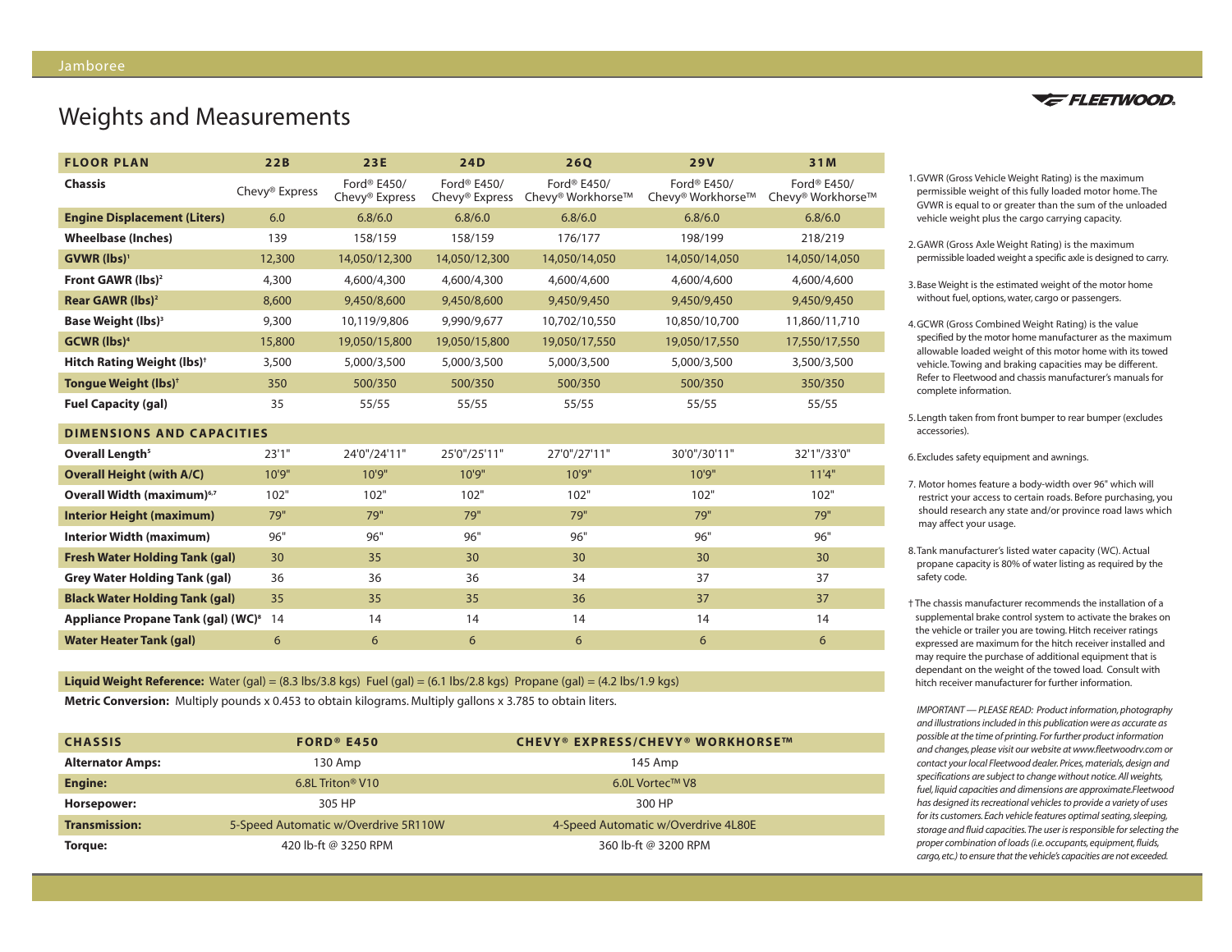Jamboree

# Weights and Measurements

FLEETWOOD

| FLOOR PLAN | 22B | 23E | 24D | 26Q | 29V | 31M |
|---|---|---|---|---|---|---|
| **Chassis** | Chevy® Express | Ford® E450/ Chevy® Express | Ford® E450/ Chevy® Express | Ford® E450/ Chevy® Workhorse™ | Ford® E450/ Chevy® Workhorse™ | Ford® E450/ Chevy® Workhorse™ |
| **Engine Displacement (Liters)** | 6.0 | 6.8/6.0 | 6.8/6.0 | 6.8/6.0 | 6.8/6.0 | 6.8/6.0 |
| **Wheelbase (Inches)** | 139 | 158/159 | 158/159 | 176/177 | 198/199 | 218/219 |
| **GVWR (lbs)**[1] | 12,300 | 14,050/12,300 | 14,050/12,300 | 14,050/14,050 | 14,050/14,050 | 14,050/14,050 |
| **Front GAWR (lbs)**[2] | 4,300 | 4,600/4,300 | 4,600/4,300 | 4,600/4,600 | 4,600/4,600 | 4,600/4,600 |
| **Rear GAWR (lbs)**[2] | 8,600 | 9,450/8,600 | 9,450/8,600 | 9,450/9,450 | 9,450/9,450 | 9,450/9,450 |
| **Base Weight (lbs)**[3] | 9,300 | 10,119/9,806 | 9,990/9,677 | 10,702/10,550 | 10,850/10,700 | 11,860/11,710 |
| **GCWR (lbs)**[4] | 15,800 | 19,050/15,800 | 19,050/15,800 | 19,050/17,550 | 19,050/17,550 | 17,550/17,550 |
| **Hitch Rating Weight (lbs)**[†] | 3,500 | 5,000/3,500 | 5,000/3,500 | 5,000/3,500 | 5,000/3,500 | 3,500/3,500 |
| **Tongue Weight (lbs)**[†] | 350 | 500/350 | 500/350 | 500/350 | 500/350 | 350/350 |
| **Fuel Capacity (gal)** | 35 | 55/55 | 55/55 | 55/55 | 55/55 | 55/55 |
| **DIMENSIONS AND CAPACITIES** | | | | | | |
| **Overall Length**[5] | 23'1" | 24'0"/24'11" | 25'0"/25'11" | 27'0"/27'11" | 30'0"/30'11" | 32'1"/33'0" |
| **Overall Height (with A/C)** | 10'9" | 10'9" | 10'9" | 10'9" | 10'9" | 11'4" |
| **Overall Width (maximum)**[6,7] | 102" | 102" | 102" | 102" | 102" | 102" |
| **Interior Height (maximum)** | 79" | 79" | 79" | 79" | 79" | 79" |
| **Interior Width (maximum)** | 96" | 96" | 96" | 96" | 96" | 96" |
| **Fresh Water Holding Tank (gal)** | 30 | 35 | 30 | 30 | 30 | 30 |
| **Grey Water Holding Tank (gal)** | 36 | 36 | 36 | 34 | 37 | 37 |
| **Black Water Holding Tank (gal)** | 35 | 35 | 35 | 36 | 37 | 37 |
| **Appliance Propane Tank (gal) (WC)**[8] | 14 | 14 | 14 | 14 | 14 | 14 |
| **Water Heater Tank (gal)** | 6 | 6 | 6 | 6 | 6 | 6 |

**Liquid Weight Reference:** Water (gal) = (8.3 lbs/3.8 kgs) Fuel (gal) = (6.1 lbs/2.8 kgs) Propane (gal) = (4.2 lbs/1.9 kgs)

**Metric Conversion:** Multiply pounds x 0.453 to obtain kilograms. Multiply gallons x 3.785 to obtain liters.

| CHASSIS | FORD® E450 | CHEVY® EXPRESS/CHEVY® WORKHORSE™ |
|---|---|---|
| **Alternator Amps:** | 130 Amp | 145 Amp |
| **Engine:** | 6.8L Triton® V10 | 6.0L Vortec™ V8 |
| **Horsepower:** | 305 HP | 300 HP |
| **Transmission:** | 5-Speed Automatic w/Overdrive 5R110W | 4-Speed Automatic w/Overdrive 4L80E |
| **Torque:** | 420 lb-ft @ 3250 RPM | 360 lb-ft @ 3200 RPM |

1. GVWR (Gross Vehicle Weight Rating) is the maximum permissible weight of this fully loaded motor home. The GVWR is equal to or greater than the sum of the unloaded vehicle weight plus the cargo carrying capacity.

2. GAWR (Gross Axle Weight Rating) is the maximum permissible loaded weight a specific axle is designed to carry.

3. Base Weight is the estimated weight of the motor home without fuel, options, water, cargo or passengers.

4. GCWR (Gross Combined Weight Rating) is the value specified by the motor home manufacturer as the maximum allowable loaded weight of this motor home with its towed vehicle. Towing and braking capacities may be different. Refer to Fleetwood and chassis manufacturer's manuals for complete information.

5. Length taken from front bumper to rear bumper (excludes accessories).

6. Excludes safety equipment and awnings.

7. Motor homes feature a body-width over 96" which will restrict your access to certain roads. Before purchasing, you should research any state and/or province road laws which may affect your usage.

8. Tank manufacturer's listed water capacity (WC). Actual propane capacity is 80% of water listing as required by the safety code.

† The chassis manufacturer recommends the installation of a supplemental brake control system to activate the brakes on the vehicle or trailer you are towing. Hitch receiver ratings expressed are maximum for the hitch receiver installed and may require the purchase of additional equipment that is dependant on the weight of the towed load. Consult with hitch receiver manufacturer for further information.

*IMPORTANT — PLEASE READ: Product information, photography and illustrations included in this publication were as accurate as possible at the time of printing. For further product information and changes, please visit our website at www.fleetwoodrv.com or contact your local Fleetwood dealer. Prices, materials, design and specifications are subject to change without notice. All weights, fuel, liquid capacities and dimensions are approximate. Fleetwood has designed its recreational vehicles to provide a variety of uses for its customers. Each vehicle features optimal seating, sleeping, storage and fluid capacities. The user is responsible for selecting the proper combination of loads (i.e. occupants, equipment, fluids, cargo, etc.) to ensure that the vehicle's capacities are not exceeded.*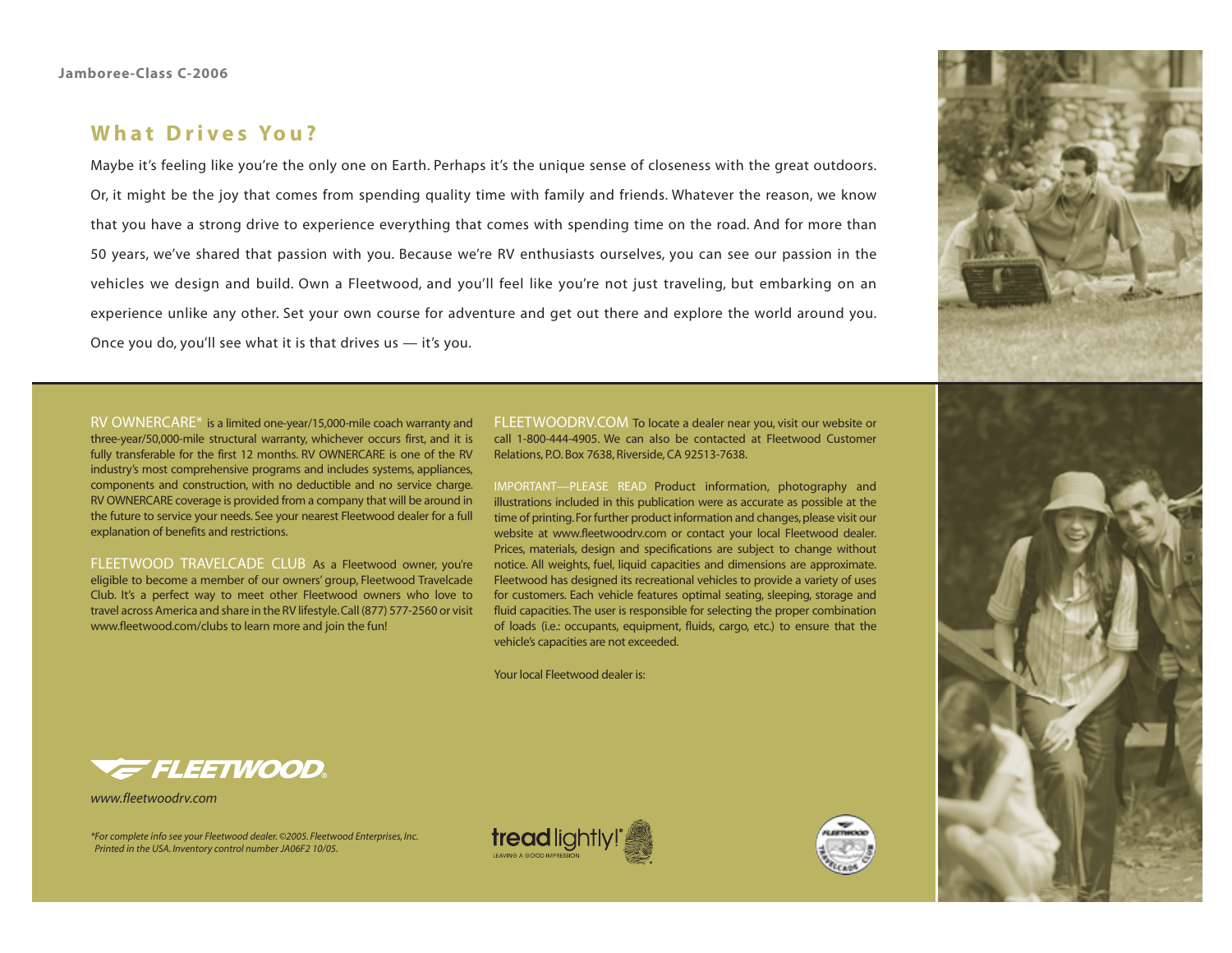Jamboree-Class C-2006

## What Drives You?

Maybe it's feeling like you're the only one on Earth. Perhaps it's the unique sense of closeness with the great outdoors. Or, it might be the joy that comes from spending quality time with family and friends. Whatever the reason, we know that you have a strong drive to experience everything that comes with spending time on the road. And for more than 50 years, we've shared that passion with you. Because we're RV enthusiasts ourselves, you can see our passion in the vehicles we design and build. Own a Fleetwood, and you'll feel like you're not just traveling, but embarking on an experience unlike any other. Set your own course for adventure and get out there and explore the world around you. Once you do, you'll see what it is that drives us — it's you.

RV OWNERCARE* is a limited one-year/15,000-mile coach warranty and three-year/50,000-mile structural warranty, whichever occurs first, and it is fully transferable for the first 12 months. RV OWNERCARE is one of the RV industry's most comprehensive programs and includes systems, appliances, components and construction, with no deductible and no service charge. RV OWNERCARE coverage is provided from a company that will be around in the future to service your needs. See your nearest Fleetwood dealer for a full explanation of benefits and restrictions.

FLEETWOOD TRAVELCADE CLUB As a Fleetwood owner, you're eligible to become a member of our owners' group, Fleetwood Travelcade Club. It's a perfect way to meet other Fleetwood owners who love to travel across America and share in the RV lifestyle. Call (877) 577-2560 or visit www.fleetwood.com/clubs to learn more and join the fun!

FLEETWOODRV.COM To locate a dealer near you, visit our website or call 1-800-444-4905. We can also be contacted at Fleetwood Customer Relations, P.O. Box 7638, Riverside, CA 92513-7638.

IMPORTANT—PLEASE READ Product information, photography and illustrations included in this publication were as accurate as possible at the time of printing. For further product information and changes, please visit our website at www.fleetwoodrv.com or contact your local Fleetwood dealer. Prices, materials, design and specifications are subject to change without notice. All weights, fuel, liquid capacities and dimensions are approximate. Fleetwood has designed its recreational vehicles to provide a variety of uses for customers. Each vehicle features optimal seating, sleeping, storage and fluid capacities. The user is responsible for selecting the proper combination of loads (i.e.: occupants, equipment, fluids, cargo, etc.) to ensure that the vehicle's capacities are not exceeded.

Your local Fleetwood dealer is:

FLEETWOOD®

*www.fleetwoodrv.com*

*\*For complete info see your Fleetwood dealer. ©2005. Fleetwood Enterprises, Inc. Printed in the USA. Inventory control number JA06F2 10/05.*

tread lightly!® LEAVING A GOOD IMPRESSION

FLEETWOOD TRAVELCADE CLUB